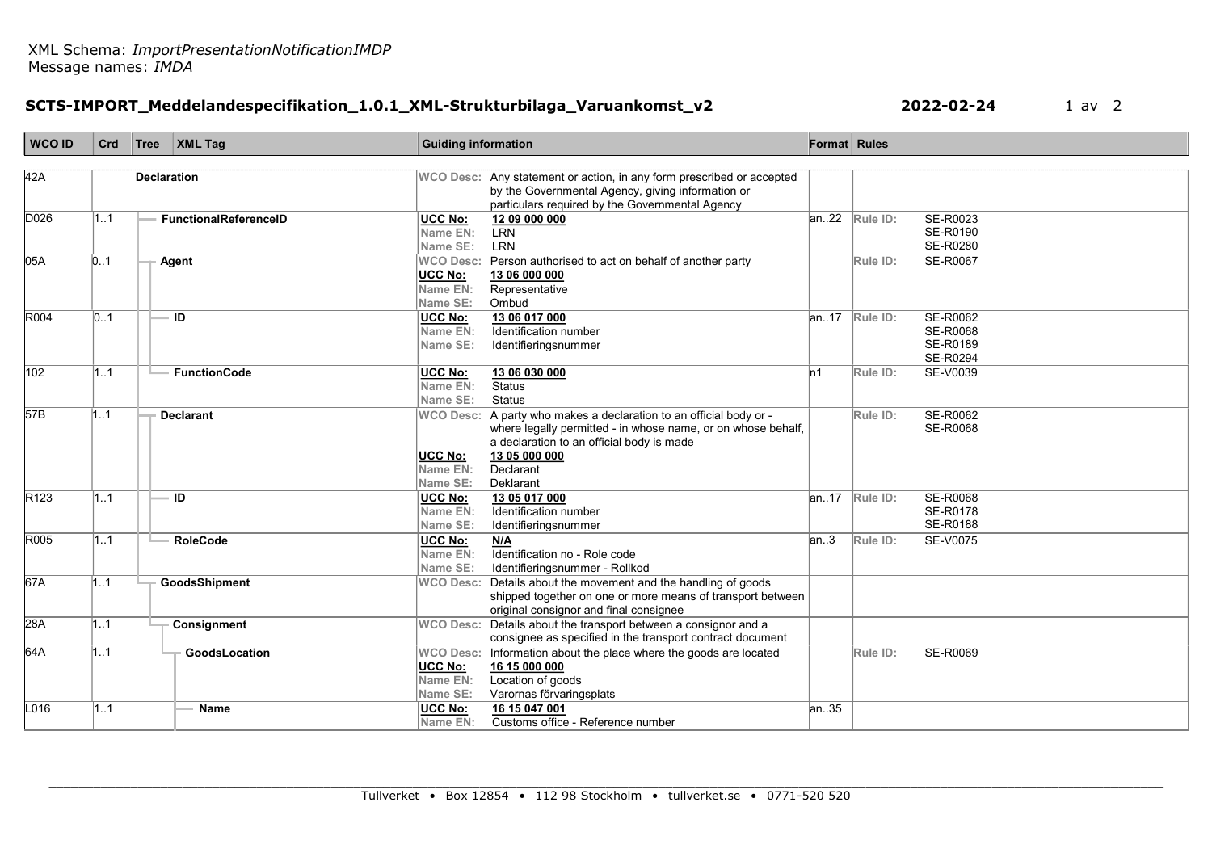XML Schema: *ImportPresentationNotificationIMDP*
Message names: *IMDA*

## SCTS-IMPORT_Meddelandespecifikation_1.0.1_XML-Strukturbilaga_Varuankomst_v2

**2022-02-24**

| WCO ID | Crd | Tree | XML Tag | Guiding information | Format | Rules |
|---|---|---|---|---|---|---|
| 42A | | **Declaration** | | WCO Desc: Any statement or action, in any form prescribed or accepted by the Governmental Agency, giving information or particulars required by the Governmental Agency | | |
| D026 | 1..1 | — | **FunctionalReferenceID** | **UCC No:** **12 09 000 000**<br>Name EN: LRN<br>Name SE: LRN | an..22 | Rule ID: SE-R0023<br>SE-R0190<br>SE-R0280 |
| 05A | 0..1 | — | **Agent** | WCO Desc: Person authorised to act on behalf of another party<br>**UCC No:** **13 06 000 000**<br>Name EN: Representative<br>Name SE: Ombud | | Rule ID: SE-R0067 |
| R004 | 0..1 | —— | **ID** | **UCC No:** **13 06 017 000**<br>Name EN: Identification number<br>Name SE: Identifieringsnummer | an..17 | Rule ID: SE-R0062<br>SE-R0068<br>SE-R0189<br>SE-R0294 |
| 102 | 1..1 | —— | **FunctionCode** | **UCC No:** **13 06 030 000**<br>Name EN: Status<br>Name SE: Status | n1 | Rule ID: SE-V0039 |
| 57B | 1..1 | — | **Declarant** | WCO Desc: A party who makes a declaration to an official body or - where legally permitted - in whose name, or on whose behalf, a declaration to an official body is made<br>**UCC No:** **13 05 000 000**<br>Name EN: Declarant<br>Name SE: Deklarant | | Rule ID: SE-R0062<br>SE-R0068 |
| R123 | 1..1 | —— | **ID** | **UCC No:** **13 05 017 000**<br>Name EN: Identification number<br>Name SE: Identifieringsnummer | an..17 | Rule ID: SE-R0068<br>SE-R0178<br>SE-R0188 |
| R005 | 1..1 | —— | **RoleCode** | **UCC No:** **N/A**<br>Name EN: Identification no - Role code<br>Name SE: Identifieringsnummer - Rollkod | an..3 | Rule ID: SE-V0075 |
| 67A | 1..1 | — | **GoodsShipment** | WCO Desc: Details about the movement and the handling of goods shipped together on one or more means of transport between original consignor and final consignee | | |
| 28A | 1..1 | —— | **Consignment** | WCO Desc: Details about the transport between a consignor and a consignee as specified in the transport contract document | | |
| 64A | 1..1 | ——— | **GoodsLocation** | WCO Desc: Information about the place where the goods are located<br>**UCC No:** **16 15 000 000**<br>Name EN: Location of goods<br>Name SE: Varornas förvaringsplats | | Rule ID: SE-R0069 |
| L016 | 1..1 | ———— | **Name** | **UCC No:** **16 15 047 001**<br>Name EN: Customs office - Reference number | an..35 | |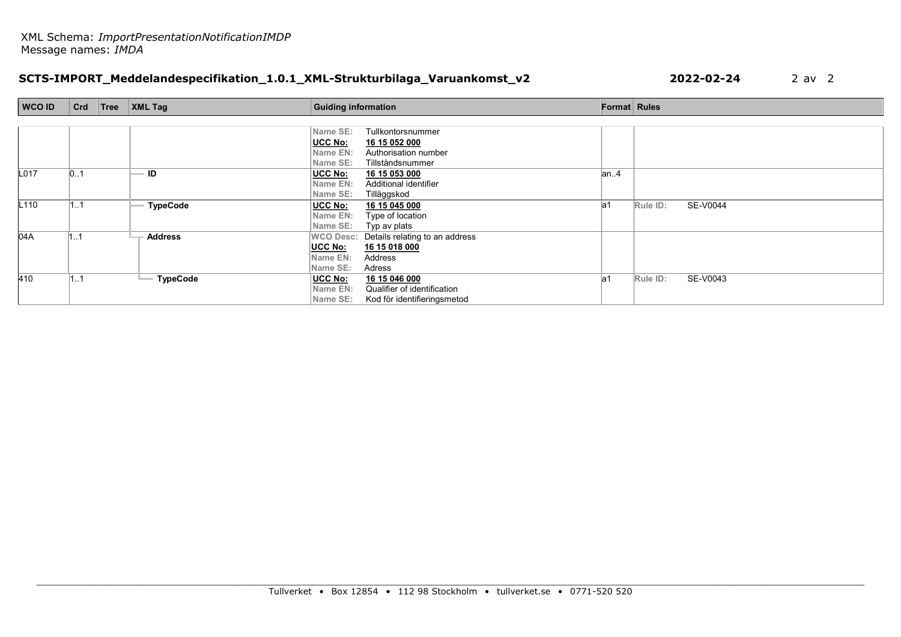XML Schema: *ImportPresentationNotificationIMDP*
Message names: *IMDA*

## SCTS-IMPORT_Meddelandespecifikation_1.0.1_XML-Strukturbilaga_Varuankomst_v2

2022-02-24

| WCO ID | Crd | Tree | XML Tag | Guiding information | Format | Rules |
|---|---|---|---|---|---|---|
| | | | | Name SE: Tullkontorsnummer<br>**UCC No: 16 15 052 000**<br>Name EN: Authorisation number<br>Name SE: Tillståndsnummer | | |
| L017 | 0..1 | | **ID** | **UCC No: 16 15 053 000**<br>Name EN: Additional identifier<br>Name SE: Tilläggskod | an..4 | |
| L110 | 1..1 | | **TypeCode** | **UCC No: 16 15 045 000**<br>Name EN: Type of location<br>Name SE: Typ av plats | a1 | Rule ID: SE-V0044 |
| 04A | 1..1 | | **Address** | WCO Desc: Details relating to an address<br>**UCC No: 16 15 018 000**<br>Name EN: Address<br>Name SE: Adress | | |
| 410 | 1..1 | | **TypeCode** | **UCC No: 16 15 046 000**<br>Name EN: Qualifier of identification<br>Name SE: Kod för identifieringsmetod | a1 | Rule ID: SE-V0043 |

Tullverket • Box 12854 • 112 98 Stockholm • tullverket.se • 0771-520 520